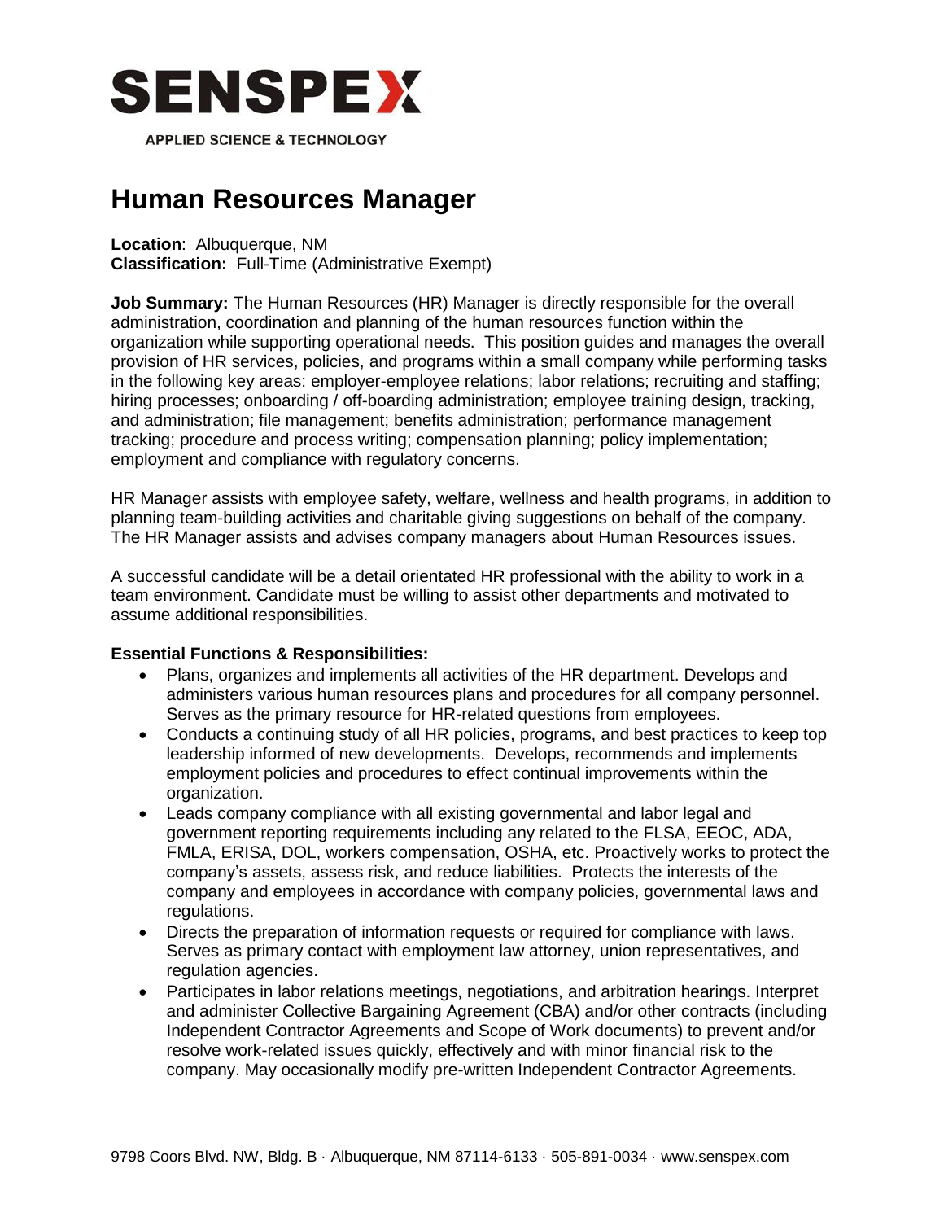**SENSPEX**

APPLIED SCIENCE & TECHNOLOGY

# Human Resources Manager

**Location**: Albuquerque, NM
**Classification:** Full-Time (Administrative Exempt)

**Job Summary:** The Human Resources (HR) Manager is directly responsible for the overall administration, coordination and planning of the human resources function within the organization while supporting operational needs. This position guides and manages the overall provision of HR services, policies, and programs within a small company while performing tasks in the following key areas: employer-employee relations; labor relations; recruiting and staffing; hiring processes; onboarding / off-boarding administration; employee training design, tracking, and administration; file management; benefits administration; performance management tracking; procedure and process writing; compensation planning; policy implementation; employment and compliance with regulatory concerns.

HR Manager assists with employee safety, welfare, wellness and health programs, in addition to planning team-building activities and charitable giving suggestions on behalf of the company. The HR Manager assists and advises company managers about Human Resources issues.

A successful candidate will be a detail orientated HR professional with the ability to work in a team environment. Candidate must be willing to assist other departments and motivated to assume additional responsibilities.

**Essential Functions & Responsibilities:**

- Plans, organizes and implements all activities of the HR department. Develops and administers various human resources plans and procedures for all company personnel. Serves as the primary resource for HR-related questions from employees.
- Conducts a continuing study of all HR policies, programs, and best practices to keep top leadership informed of new developments. Develops, recommends and implements employment policies and procedures to effect continual improvements within the organization.
- Leads company compliance with all existing governmental and labor legal and government reporting requirements including any related to the FLSA, EEOC, ADA, FMLA, ERISA, DOL, workers compensation, OSHA, etc. Proactively works to protect the company's assets, assess risk, and reduce liabilities. Protects the interests of the company and employees in accordance with company policies, governmental laws and regulations.
- Directs the preparation of information requests or required for compliance with laws. Serves as primary contact with employment law attorney, union representatives, and regulation agencies.
- Participates in labor relations meetings, negotiations, and arbitration hearings. Interpret and administer Collective Bargaining Agreement (CBA) and/or other contracts (including Independent Contractor Agreements and Scope of Work documents) to prevent and/or resolve work-related issues quickly, effectively and with minor financial risk to the company. May occasionally modify pre-written Independent Contractor Agreements.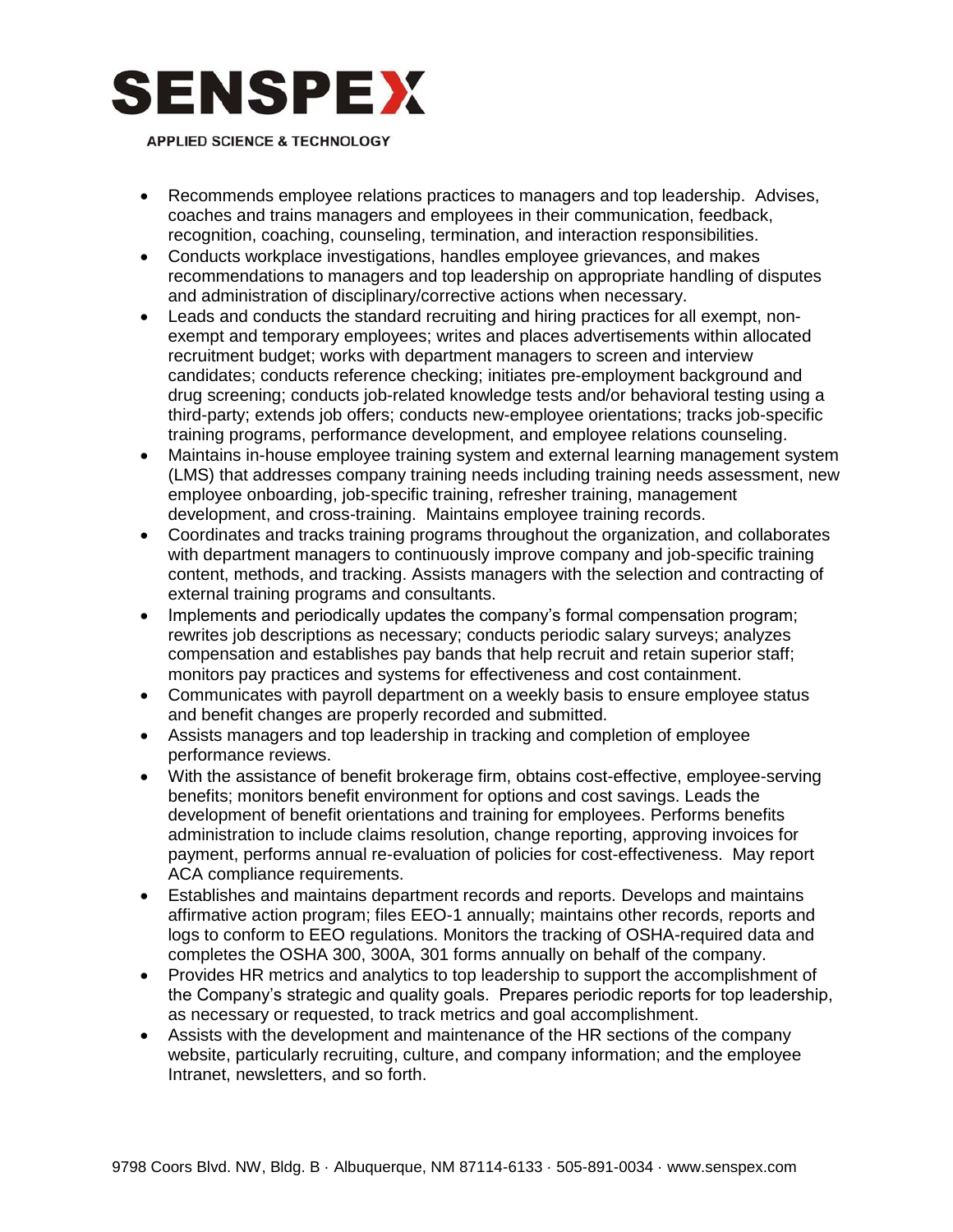- Recommends employee relations practices to managers and top leadership. Advises, coaches and trains managers and employees in their communication, feedback, recognition, coaching, counseling, termination, and interaction responsibilities.
- Conducts workplace investigations, handles employee grievances, and makes recommendations to managers and top leadership on appropriate handling of disputes and administration of disciplinary/corrective actions when necessary.
- Leads and conducts the standard recruiting and hiring practices for all exempt, non-exempt and temporary employees; writes and places advertisements within allocated recruitment budget; works with department managers to screen and interview candidates; conducts reference checking; initiates pre-employment background and drug screening; conducts job-related knowledge tests and/or behavioral testing using a third-party; extends job offers; conducts new-employee orientations; tracks job-specific training programs, performance development, and employee relations counseling.
- Maintains in-house employee training system and external learning management system (LMS) that addresses company training needs including training needs assessment, new employee onboarding, job-specific training, refresher training, management development, and cross-training. Maintains employee training records.
- Coordinates and tracks training programs throughout the organization, and collaborates with department managers to continuously improve company and job-specific training content, methods, and tracking. Assists managers with the selection and contracting of external training programs and consultants.
- Implements and periodically updates the company's formal compensation program; rewrites job descriptions as necessary; conducts periodic salary surveys; analyzes compensation and establishes pay bands that help recruit and retain superior staff; monitors pay practices and systems for effectiveness and cost containment.
- Communicates with payroll department on a weekly basis to ensure employee status and benefit changes are properly recorded and submitted.
- Assists managers and top leadership in tracking and completion of employee performance reviews.
- With the assistance of benefit brokerage firm, obtains cost-effective, employee-serving benefits; monitors benefit environment for options and cost savings. Leads the development of benefit orientations and training for employees. Performs benefits administration to include claims resolution, change reporting, approving invoices for payment, performs annual re-evaluation of policies for cost-effectiveness. May report ACA compliance requirements.
- Establishes and maintains department records and reports. Develops and maintains affirmative action program; files EEO-1 annually; maintains other records, reports and logs to conform to EEO regulations. Monitors the tracking of OSHA-required data and completes the OSHA 300, 300A, 301 forms annually on behalf of the company.
- Provides HR metrics and analytics to top leadership to support the accomplishment of the Company's strategic and quality goals. Prepares periodic reports for top leadership, as necessary or requested, to track metrics and goal accomplishment.
- Assists with the development and maintenance of the HR sections of the company website, particularly recruiting, culture, and company information; and the employee Intranet, newsletters, and so forth.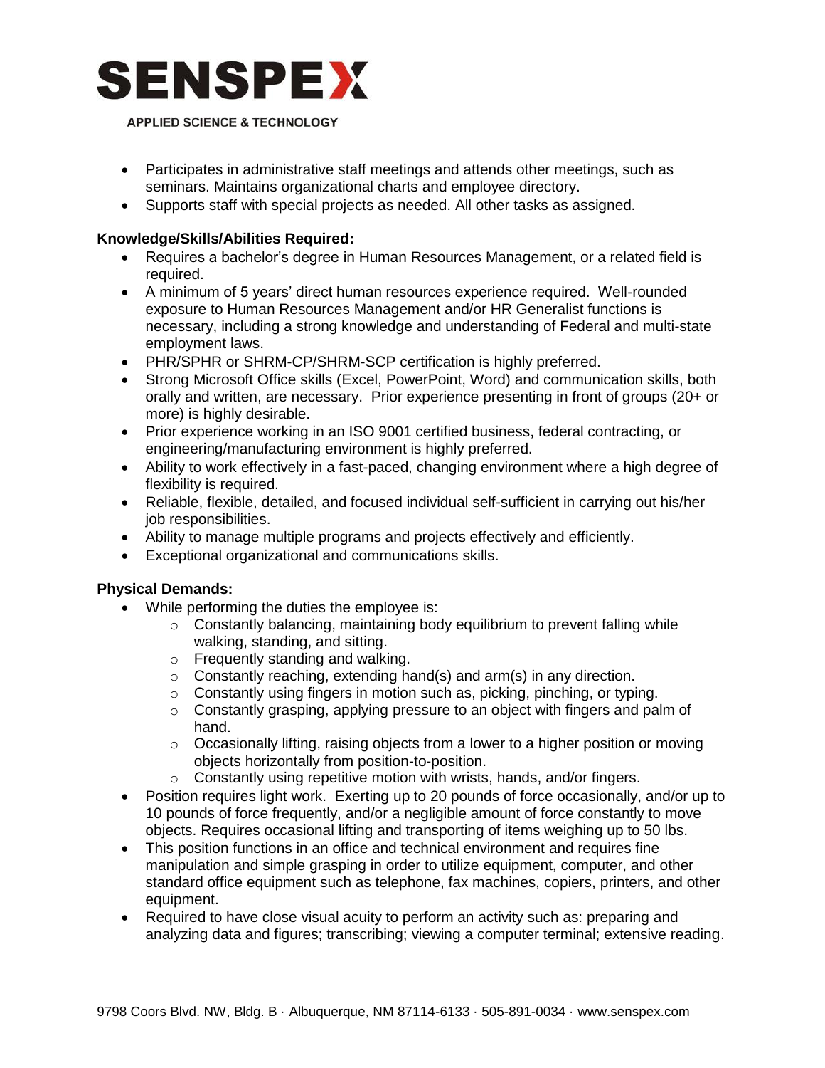- Participates in administrative staff meetings and attends other meetings, such as seminars. Maintains organizational charts and employee directory.
- Supports staff with special projects as needed. All other tasks as assigned.

**Knowledge/Skills/Abilities Required:**

- Requires a bachelor's degree in Human Resources Management, or a related field is required.
- A minimum of 5 years' direct human resources experience required. Well-rounded exposure to Human Resources Management and/or HR Generalist functions is necessary, including a strong knowledge and understanding of Federal and multi-state employment laws.
- PHR/SPHR or SHRM-CP/SHRM-SCP certification is highly preferred.
- Strong Microsoft Office skills (Excel, PowerPoint, Word) and communication skills, both orally and written, are necessary. Prior experience presenting in front of groups (20+ or more) is highly desirable.
- Prior experience working in an ISO 9001 certified business, federal contracting, or engineering/manufacturing environment is highly preferred.
- Ability to work effectively in a fast-paced, changing environment where a high degree of flexibility is required.
- Reliable, flexible, detailed, and focused individual self-sufficient in carrying out his/her job responsibilities.
- Ability to manage multiple programs and projects effectively and efficiently.
- Exceptional organizational and communications skills.

**Physical Demands:**

- While performing the duties the employee is:
  - Constantly balancing, maintaining body equilibrium to prevent falling while walking, standing, and sitting.
  - Frequently standing and walking.
  - Constantly reaching, extending hand(s) and arm(s) in any direction.
  - Constantly using fingers in motion such as, picking, pinching, or typing.
  - Constantly grasping, applying pressure to an object with fingers and palm of hand.
  - Occasionally lifting, raising objects from a lower to a higher position or moving objects horizontally from position-to-position.
  - Constantly using repetitive motion with wrists, hands, and/or fingers.
- Position requires light work. Exerting up to 20 pounds of force occasionally, and/or up to 10 pounds of force frequently, and/or a negligible amount of force constantly to move objects. Requires occasional lifting and transporting of items weighing up to 50 lbs.
- This position functions in an office and technical environment and requires fine manipulation and simple grasping in order to utilize equipment, computer, and other standard office equipment such as telephone, fax machines, copiers, printers, and other equipment.
- Required to have close visual acuity to perform an activity such as: preparing and analyzing data and figures; transcribing; viewing a computer terminal; extensive reading.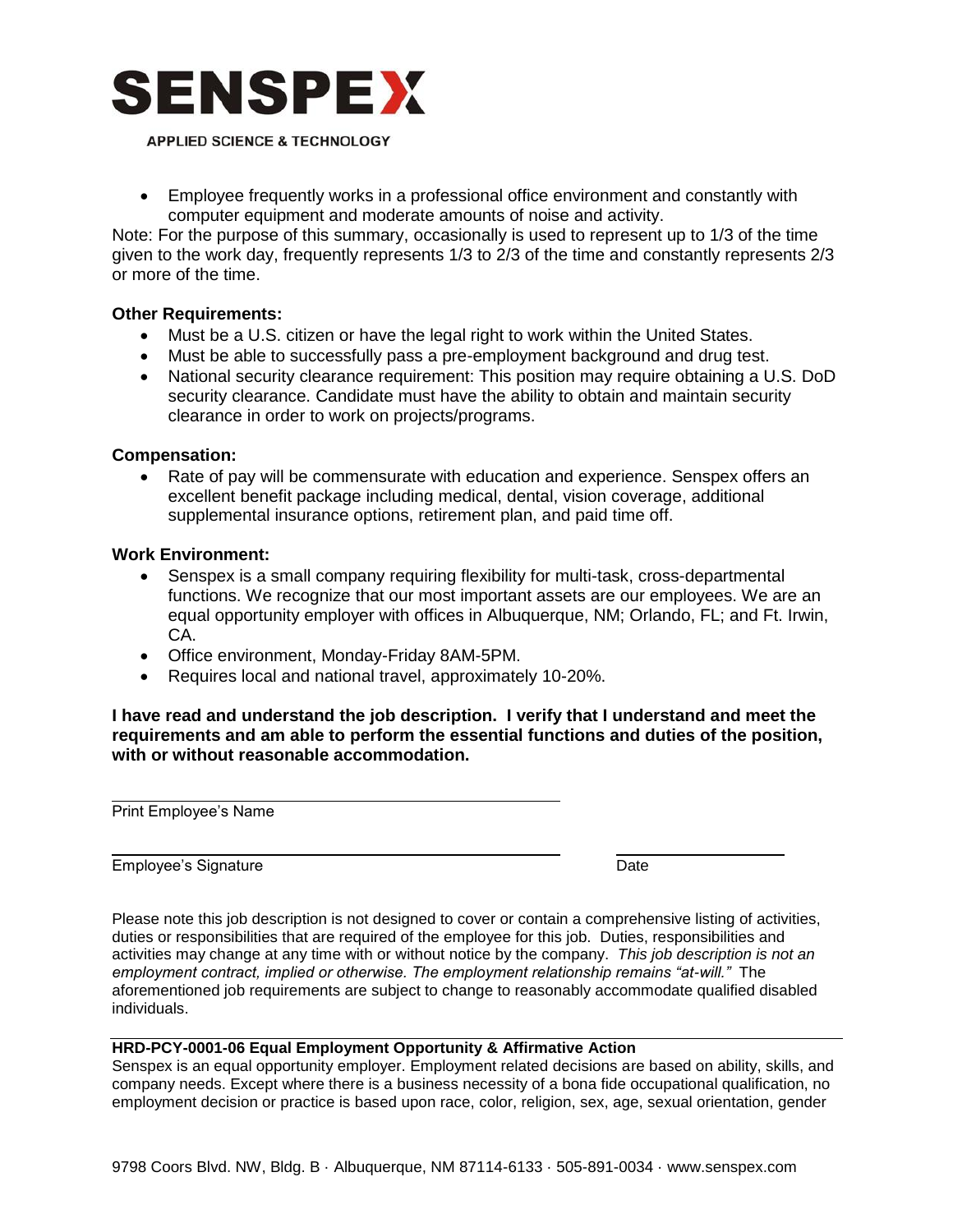- Employee frequently works in a professional office environment and constantly with computer equipment and moderate amounts of noise and activity.

Note: For the purpose of this summary, occasionally is used to represent up to 1/3 of the time given to the work day, frequently represents 1/3 to 2/3 of the time and constantly represents 2/3 or more of the time.

**Other Requirements:**

- Must be a U.S. citizen or have the legal right to work within the United States.
- Must be able to successfully pass a pre-employment background and drug test.
- National security clearance requirement: This position may require obtaining a U.S. DoD security clearance. Candidate must have the ability to obtain and maintain security clearance in order to work on projects/programs.

**Compensation:**

- Rate of pay will be commensurate with education and experience. Senspex offers an excellent benefit package including medical, dental, vision coverage, additional supplemental insurance options, retirement plan, and paid time off.

**Work Environment:**

- Senspex is a small company requiring flexibility for multi-task, cross-departmental functions. We recognize that our most important assets are our employees. We are an equal opportunity employer with offices in Albuquerque, NM; Orlando, FL; and Ft. Irwin, CA.
- Office environment, Monday-Friday 8AM-5PM.
- Requires local and national travel, approximately 10-20%.

**I have read and understand the job description. I verify that I understand and meet the requirements and am able to perform the essential functions and duties of the position, with or without reasonable accommodation.**

\_\_\_\_\_\_\_\_\_\_\_\_\_\_\_\_\_\_\_\_\_\_\_\_\_\_\_\_\_\_\_\_\_\_\_\_\_\_\_\_
Print Employee's Name

\_\_\_\_\_\_\_\_\_\_\_\_\_\_\_\_\_\_\_\_\_\_\_\_\_\_\_\_\_\_\_\_\_\_\_\_\_\_\_\_ \_\_\_\_\_\_\_\_\_\_\_\_\_\_\_\_
Employee's Signature Date

Please note this job description is not designed to cover or contain a comprehensive listing of activities, duties or responsibilities that are required of the employee for this job. Duties, responsibilities and activities may change at any time with or without notice by the company. *This job description is not an employment contract, implied or otherwise. The employment relationship remains "at-will."* The aforementioned job requirements are subject to change to reasonably accommodate qualified disabled individuals.

**HRD-PCY-0001-06 Equal Employment Opportunity & Affirmative Action**

Senspex is an equal opportunity employer. Employment related decisions are based on ability, skills, and company needs. Except where there is a business necessity of a bona fide occupational qualification, no employment decision or practice is based upon race, color, religion, sex, age, sexual orientation, gender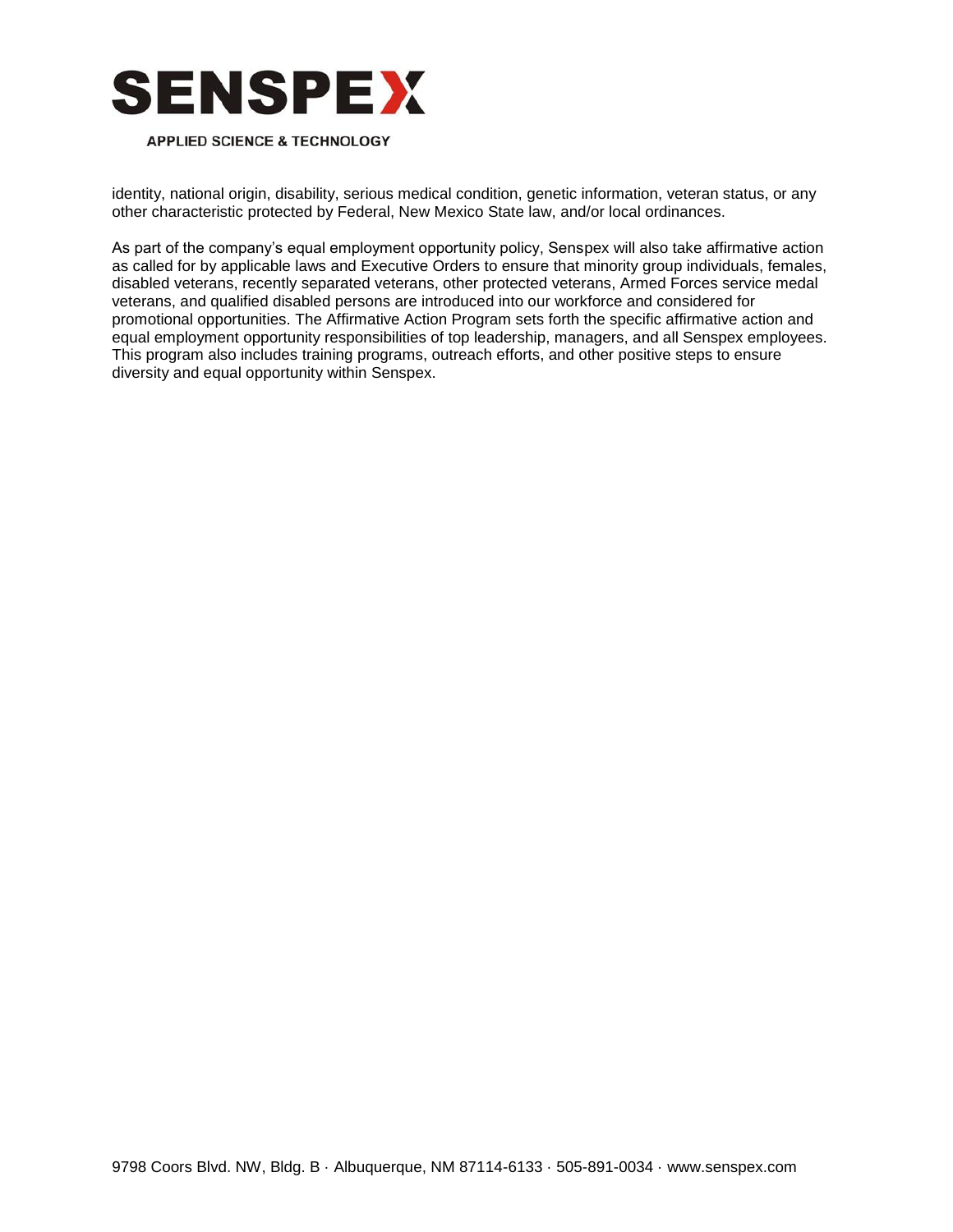identity, national origin, disability, serious medical condition, genetic information, veteran status, or any other characteristic protected by Federal, New Mexico State law, and/or local ordinances.

As part of the company's equal employment opportunity policy, Senspex will also take affirmative action as called for by applicable laws and Executive Orders to ensure that minority group individuals, females, disabled veterans, recently separated veterans, other protected veterans, Armed Forces service medal veterans, and qualified disabled persons are introduced into our workforce and considered for promotional opportunities. The Affirmative Action Program sets forth the specific affirmative action and equal employment opportunity responsibilities of top leadership, managers, and all Senspex employees. This program also includes training programs, outreach efforts, and other positive steps to ensure diversity and equal opportunity within Senspex.